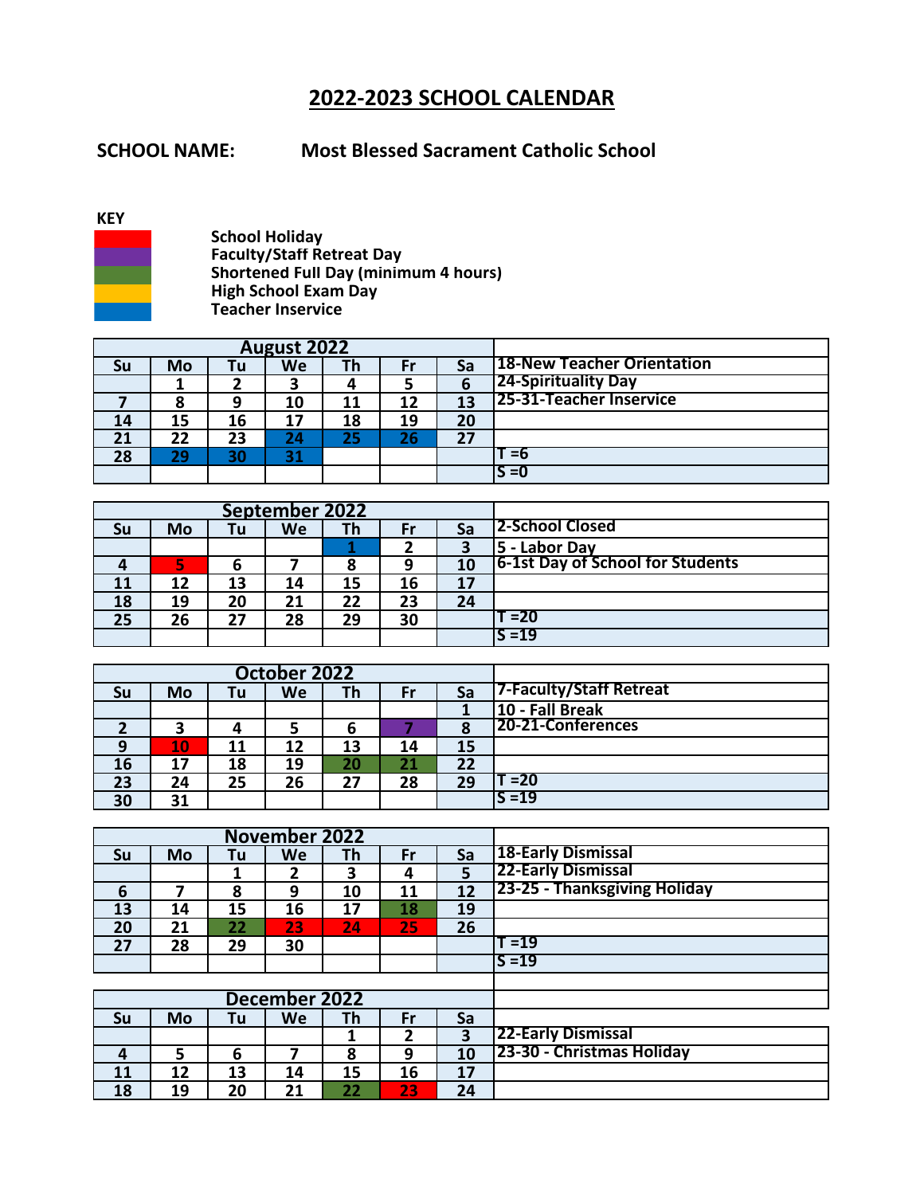## 2022-2023 SCHOOL CALENDAR

**SCHOOL NAME:** Most Blessed Sacrament Catholic School

**KEY**

- School Holiday
- Faculty/Staff Retreat Day
- Shortened Full Day (minimum 4 hours)
- High School Exam Day
- Teacher Inservice

| August 2022 | | | | | | | |
|---|---|---|---|---|---|---|---|
| Su | Mo | Tu | We | Th | Fr | Sa | 18-New Teacher Orientation |
| | 1 | 2 | 3 | 4 | 5 | 6 | 24-Spirituality Day |
| 7 | 8 | 9 | 10 | 11 | 12 | 13 | 25-31-Teacher Inservice |
| 14 | 15 | 16 | 17 | 18 | 19 | 20 | |
| 21 | 22 | 23 | 24 | 25 | 26 | 27 | |
| 28 | 29 | 30 | 31 | | | | T =6 |
| | | | | | | | S =0 |

| September 2022 | | | | | | | |
|---|---|---|---|---|---|---|---|
| Su | Mo | Tu | We | Th | Fr | Sa | 2-School Closed |
| | | | | 1 | 2 | 3 | 5 - Labor Day |
| 4 | 5 | 6 | 7 | 8 | 9 | 10 | 6-1st Day of School for Students |
| 11 | 12 | 13 | 14 | 15 | 16 | 17 | |
| 18 | 19 | 20 | 21 | 22 | 23 | 24 | |
| 25 | 26 | 27 | 28 | 29 | 30 | | T =20 |
| | | | | | | | S =19 |

| October 2022 | | | | | | | |
|---|---|---|---|---|---|---|---|
| Su | Mo | Tu | We | Th | Fr | Sa | 7-Faculty/Staff Retreat |
| | | | | | | 1 | 10 - Fall Break |
| 2 | 3 | 4 | 5 | 6 | 7 | 8 | 20-21-Conferences |
| 9 | 10 | 11 | 12 | 13 | 14 | 15 | |
| 16 | 17 | 18 | 19 | 20 | 21 | 22 | |
| 23 | 24 | 25 | 26 | 27 | 28 | 29 | T =20 |
| 30 | 31 | | | | | | S =19 |

| November 2022 | | | | | | | |
|---|---|---|---|---|---|---|---|
| Su | Mo | Tu | We | Th | Fr | Sa | 18-Early Dismissal |
| | | 1 | 2 | 3 | 4 | 5 | 22-Early Dismissal |
| 6 | 7 | 8 | 9 | 10 | 11 | 12 | 23-25 - Thanksgiving Holiday |
| 13 | 14 | 15 | 16 | 17 | 18 | 19 | |
| 20 | 21 | 22 | 23 | 24 | 25 | 26 | |
| 27 | 28 | 29 | 30 | | | | T =19 |
| | | | | | | | S =19 |

| December 2022 | | | | | | | |
|---|---|---|---|---|---|---|---|
| Su | Mo | Tu | We | Th | Fr | Sa | |
| | | | | 1 | 2 | 3 | 22-Early Dismissal |
| 4 | 5 | 6 | 7 | 8 | 9 | 10 | 23-30 - Christmas Holiday |
| 11 | 12 | 13 | 14 | 15 | 16 | 17 | |
| 18 | 19 | 20 | 21 | 22 | 23 | 24 | |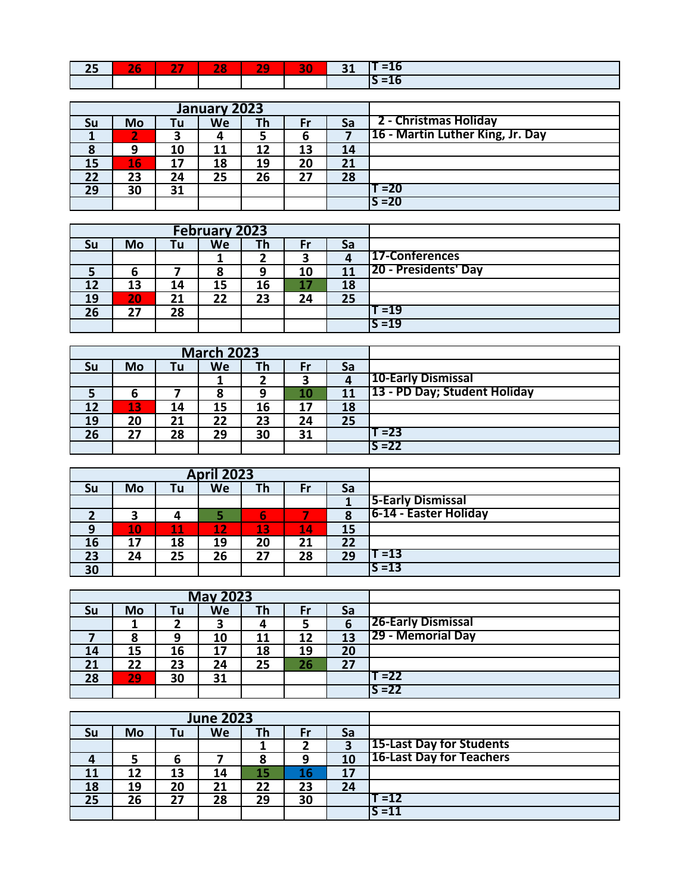| 25 | 26 | 27 | 28 | 29 | 30 | 31 | T =16 |
|---|---|---|---|---|---|---|---|
| | | | | | | | S =16 |

| January 2023 | | | | | | | |
|---|---|---|---|---|---|---|---|
| Su | Mo | Tu | We | Th | Fr | Sa | 2 - Christmas Holiday |
| 1 | 2 | 3 | 4 | 5 | 6 | 7 | 16 - Martin Luther King, Jr. Day |
| 8 | 9 | 10 | 11 | 12 | 13 | 14 | |
| 15 | 16 | 17 | 18 | 19 | 20 | 21 | |
| 22 | 23 | 24 | 25 | 26 | 27 | 28 | |
| 29 | 30 | 31 | | | | | T =20 |
| | | | | | | | S =20 |

| February 2023 | | | | | | | |
|---|---|---|---|---|---|---|---|
| Su | Mo | Tu | We | Th | Fr | Sa | |
| | | | 1 | 2 | 3 | 4 | 17-Conferences |
| 5 | 6 | 7 | 8 | 9 | 10 | 11 | 20 - Presidents' Day |
| 12 | 13 | 14 | 15 | 16 | 17 | 18 | |
| 19 | 20 | 21 | 22 | 23 | 24 | 25 | |
| 26 | 27 | 28 | | | | | T =19 |
| | | | | | | | S =19 |

| March 2023 | | | | | | | |
|---|---|---|---|---|---|---|---|
| Su | Mo | Tu | We | Th | Fr | Sa | |
| | | | 1 | 2 | 3 | 4 | 10-Early Dismissal |
| 5 | 6 | 7 | 8 | 9 | 10 | 11 | 13 - PD Day; Student Holiday |
| 12 | 13 | 14 | 15 | 16 | 17 | 18 | |
| 19 | 20 | 21 | 22 | 23 | 24 | 25 | |
| 26 | 27 | 28 | 29 | 30 | 31 | | T =23 |
| | | | | | | | S =22 |

| April 2023 | | | | | | | |
|---|---|---|---|---|---|---|---|
| Su | Mo | Tu | We | Th | Fr | Sa | |
| | | | | | | 1 | 5-Early Dismissal |
| 2 | 3 | 4 | 5 | 6 | 7 | 8 | 6-14 - Easter Holiday |
| 9 | 10 | 11 | 12 | 13 | 14 | 15 | |
| 16 | 17 | 18 | 19 | 20 | 21 | 22 | |
| 23 | 24 | 25 | 26 | 27 | 28 | 29 | T =13 |
| 30 | | | | | | | S =13 |

| May 2023 | | | | | | | |
|---|---|---|---|---|---|---|---|
| Su | Mo | Tu | We | Th | Fr | Sa | |
| | 1 | 2 | 3 | 4 | 5 | 6 | 26-Early Dismissal |
| 7 | 8 | 9 | 10 | 11 | 12 | 13 | 29 - Memorial Day |
| 14 | 15 | 16 | 17 | 18 | 19 | 20 | |
| 21 | 22 | 23 | 24 | 25 | 26 | 27 | |
| 28 | 29 | 30 | 31 | | | | T =22 |
| | | | | | | | S =22 |

| June 2023 | | | | | | | |
|---|---|---|---|---|---|---|---|
| Su | Mo | Tu | We | Th | Fr | Sa | |
| | | | | 1 | 2 | 3 | 15-Last Day for Students |
| 4 | 5 | 6 | 7 | 8 | 9 | 10 | 16-Last Day for Teachers |
| 11 | 12 | 13 | 14 | 15 | 16 | 17 | |
| 18 | 19 | 20 | 21 | 22 | 23 | 24 | |
| 25 | 26 | 27 | 28 | 29 | 30 | | T =12 |
| | | | | | | | S =11 |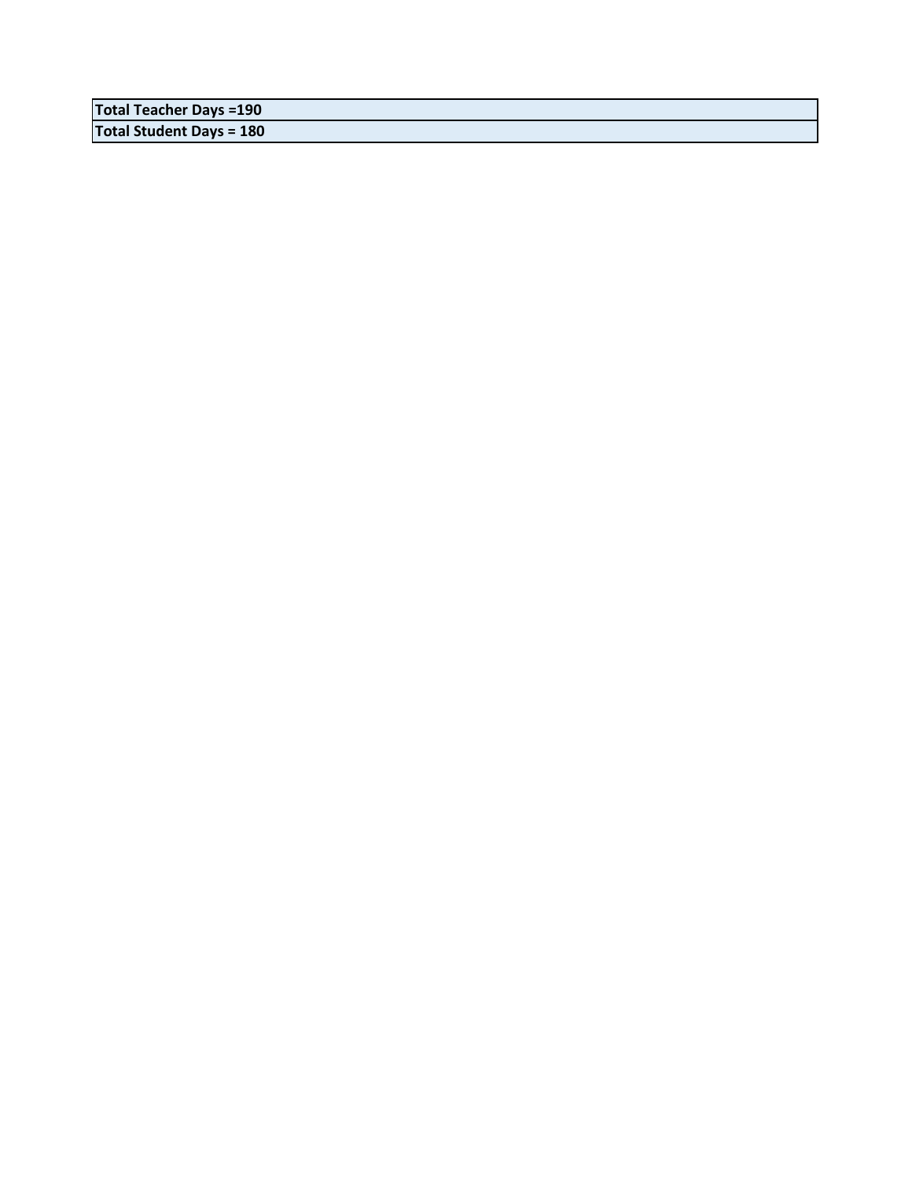| |
|---|
| **Total Teacher Days =190** |
| **Total Student Days = 180** |